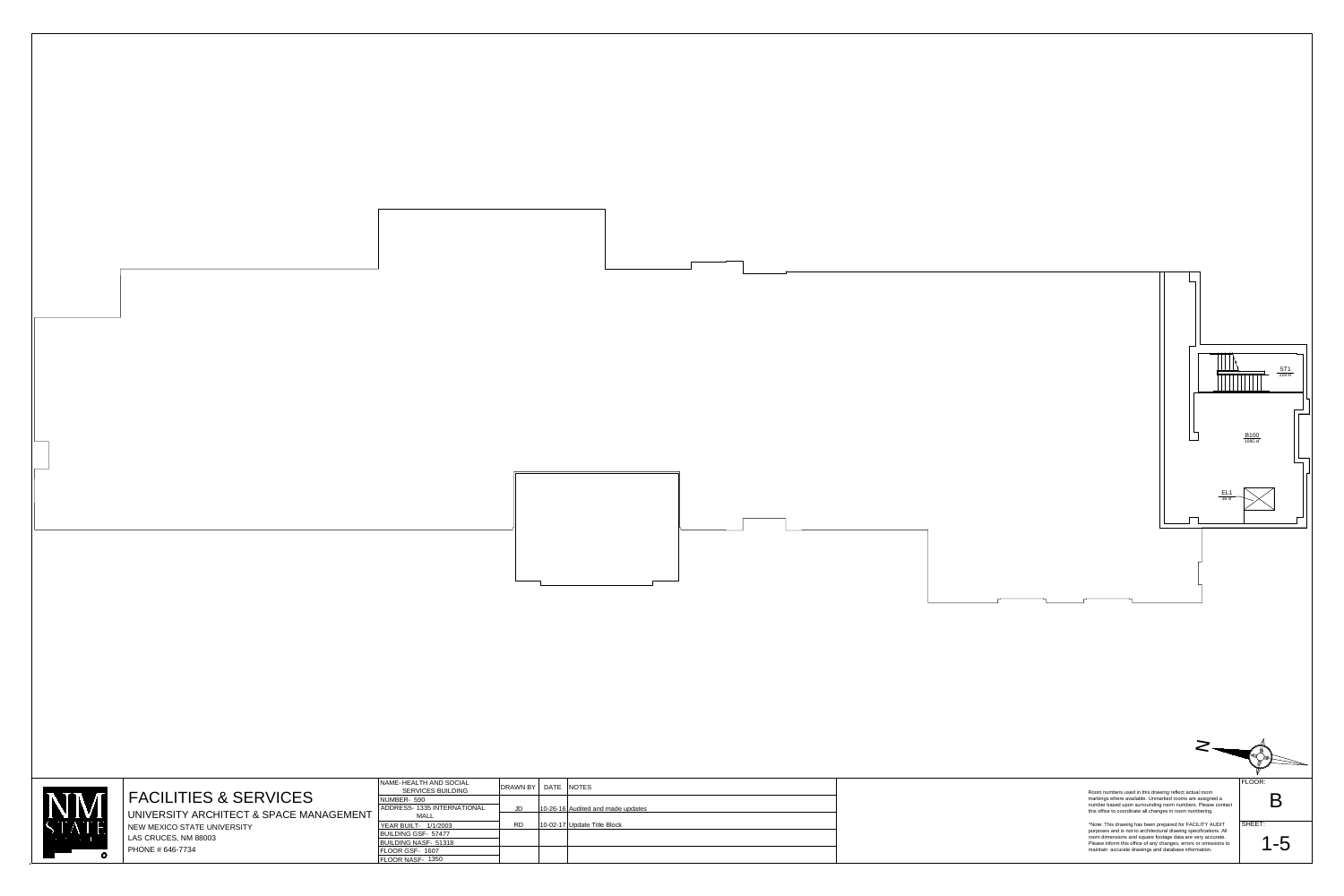ST1
210 sf

B100
1095 sf

EL1
35 sf

N

# FACILITIES & SERVICES

UNIVERSITY ARCHITECT & SPACE MANAGEMENT

NEW MEXICO STATE UNIVERSITY

LAS CRUCES, NM 88003

PHONE # 646-7734

| NAME- HEALTH AND SOCIAL SERVICES BUILDING | DRAWN BY | DATE | NOTES |
|---|---|---|---|
| NUMBER- 590 | | | |
| ADDRESS- 1335 INTERNATIONAL MALL | JD | 10-26-16 | Audited and made updates |
| YEAR BUILT- 1/1/2003 | RD | 10-02-17 | Update Title Block |
| BUILDING GSF- 57477 | | | |
| BUILDING NASF- 51318 | | | |
| FLOOR GSF- 1607 | | | |
| FLOOR NASF- 1350 | | | |

Room numbers used in this drawing reflect actual room markings where available. Unmarked rooms are assigned a number based upon surrounding room numbers. Please contact this office to coordinate all changes in room numbering.

*Note: This drawing has been prepared for FACILITY AUDIT purposes and is not to architectural drawing specifications. All room dimensions and square footage data are very accurate. Please inform this office of any changes, errors or omissions to maintain accurate drawings and database information.

FLOOR: B

SHEET: 1-5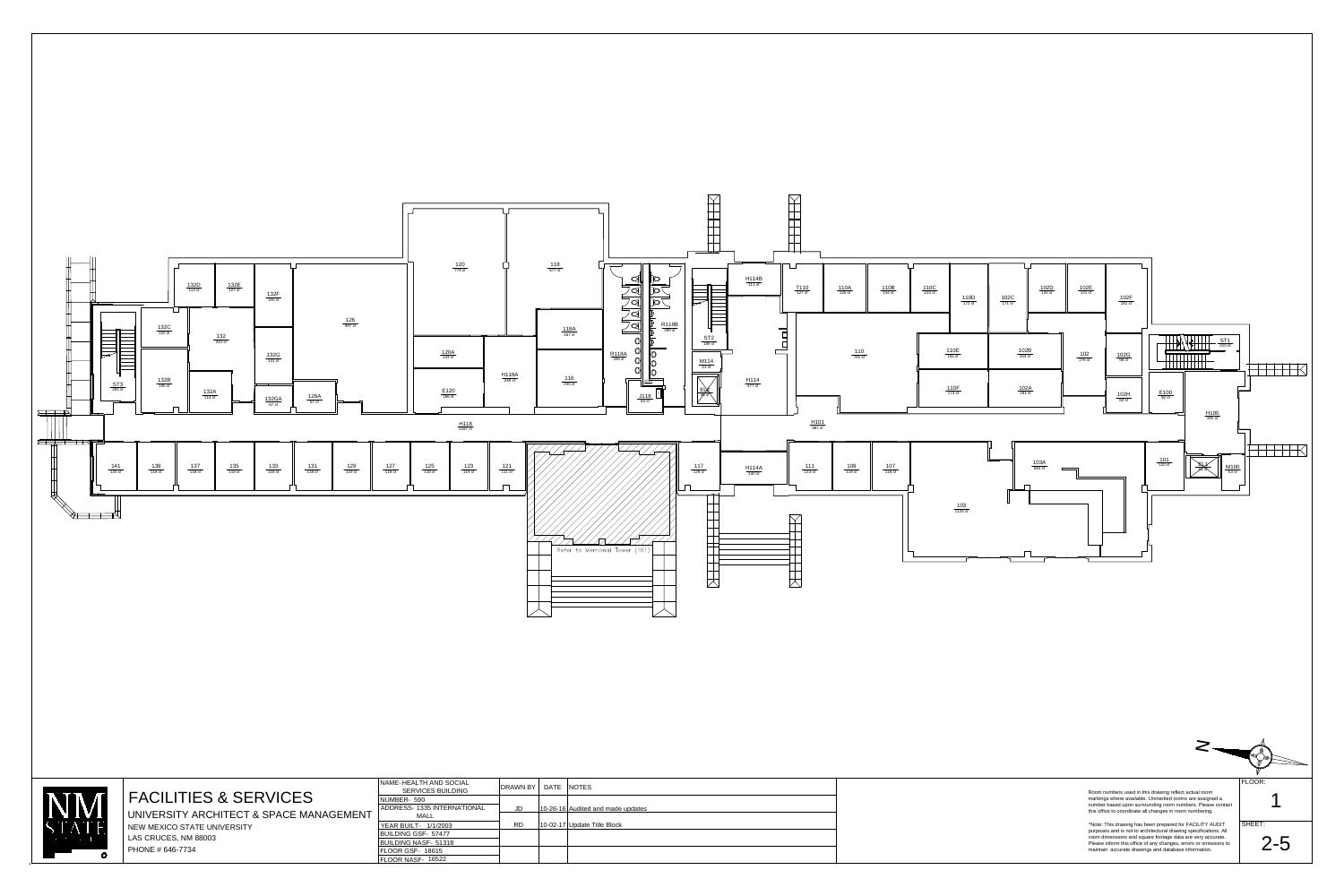Refer to Memorial Tower (161)

| | |
|---|---|
| **FACILITIES & SERVICES** | NAME- HEALTH AND SOCIAL SERVICES BUILDING |
| UNIVERSITY ARCHITECT & SPACE MANAGEMENT | NUMBER- 590 |
| NEW MEXICO STATE UNIVERSITY | ADDRESS- 1335 INTERNATIONAL MALL |
| LAS CRUCES, NM 88003 | YEAR BUILT- 1/1/2003 |
| PHONE # 646-7734 | BUILDING GSF- 57477 |
| | BUILDING NASF- 51318 |
| | FLOOR GSF- 18615 |
| | FLOOR NASF- 16522 |

| DRAWN BY | DATE | NOTES |
|---|---|---|
| JD | 10-26-16 | Audited and made updates |
| RD | 10-02-17 | Update Title Block |

Room numbers used in this drawing reflect actual room markings where available. Unmarked rooms are assigned a number based upon surrounding room numbers. Please contact this office to coordinate all changes in room numbering.

*Note: This drawing has been prepared for FACILITY AUDIT purposes and is not to architectural drawing specifications. All room dimensions and square footage data are very accurate. Please inform this office of any changes, errors or omissions to maintain accurate drawings and database information.

FLOOR: 1

SHEET: 2-5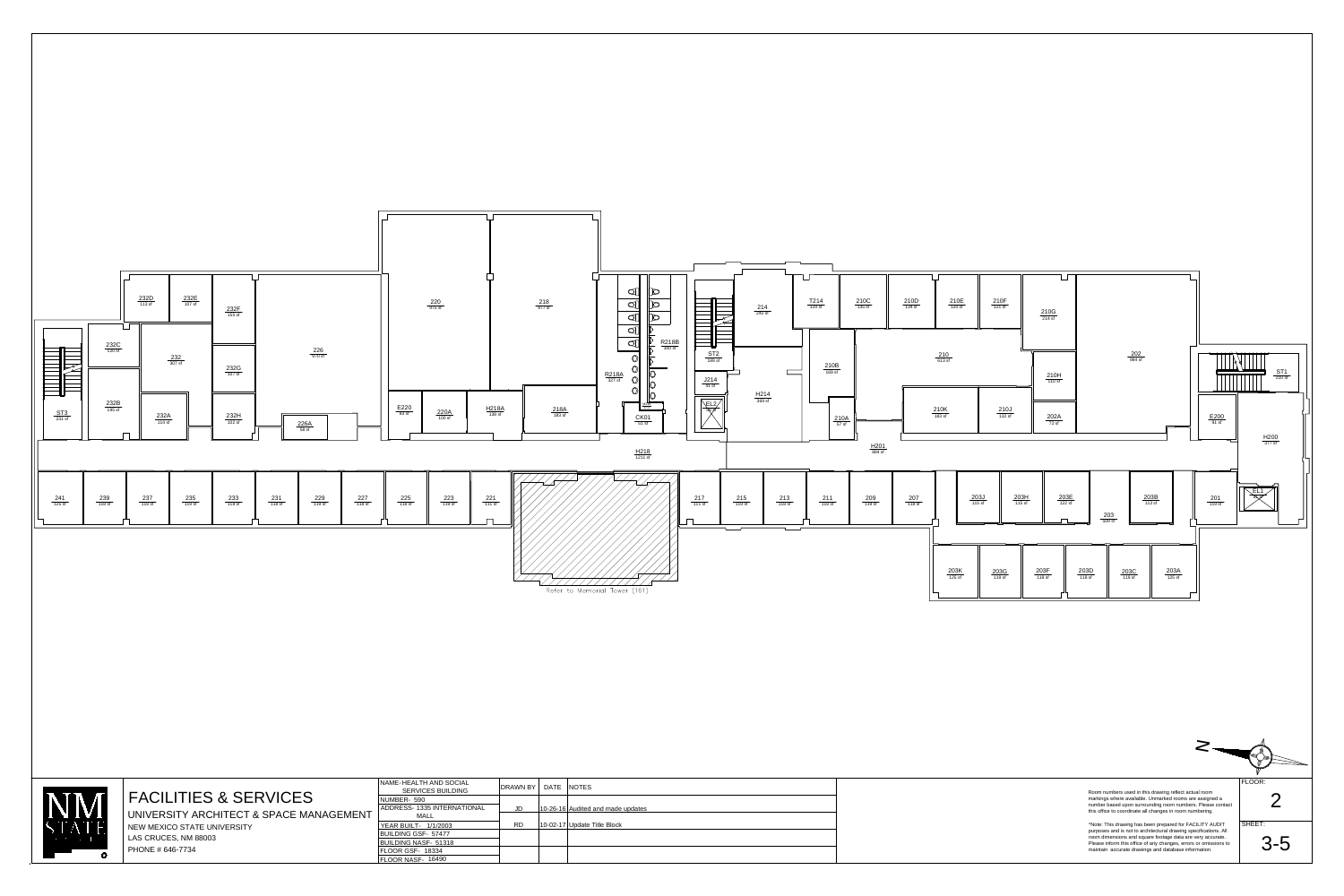232D 113 sf | 232E 107 sf | 232F 155 sf | 226 970 sf | 220 975 sf | 218 977 sf | R218B 380 sf | 214 245 sf | T214 129 sf | 210C 135 sf | 210D 138 sf | 210E 129 sf | 210F 121 sf | 210G 214 sf | 202 984 sf

232C 120 sf | 232 307 sf | 232G 107 sf | R218A 327 sf | ST2 180 sf | J214 41 sf | 210B 169 sf | 210 613 sf | 210H 110 sf | ST1 200 sf

232B 195 sf | ST3 231 sf | 232A 154 sf | 232H 102 sf | 226A 58 sf | E220 83 sf | 220A 100 sf | H218A 188 sf | 218A 183 sf | CK01 53 sf | H214 369 sf | EL2 | 210A 67 sf | 210K 182 sf | 210J 132 sf | 202A 72 sf | E200 91 sf | H200 377 sf

H218 1211 sf | H201 984 sf

241 125 sf | 239 109 sf | 237 108 sf | 235 109 sf | 233 119 sf | 231 119 sf | 229 119 sf | 227 119 sf | 225 119 sf | 223 119 sf | 221 131 sf | 217 111 sf | 215 119 sf | 213 119 sf | 211 119 sf | 209 119 sf | 207 119 sf | 203J 115 sf | 203H 115 sf | 203E 122 sf | 203 309 sf | 203B 113 sf | 201 129 sf | EL1

Refer to Memorial Tower (161)

203K 125 sf | 203G 119 sf | 203F 118 sf | 203D 118 sf | 203C 119 sf | 203A 125 sf

N

# FACILITIES & SERVICES

UNIVERSITY ARCHITECT & SPACE MANAGEMENT

NEW MEXICO STATE UNIVERSITY

LAS CRUCES, NM 88003

PHONE # 646-7734

| NAME- HEALTH AND SOCIAL SERVICES BUILDING | DRAWN BY | DATE | NOTES |
|---|---|---|---|
| NUMBER- 590 | | | |
| ADDRESS- 1335 INTERNATIONAL MALL | JD | 10-26-16 | Audited and made updates |
| YEAR BUILT- 1/1/2003 | RD | 10-02-17 | Update Title Block |
| BUILDING GSF- 57477 | | | |
| BUILDING NASF- 51318 | | | |
| FLOOR GSF- 18334 | | | |
| FLOOR NASF- 16490 | | | |

Room numbers used in this drawing reflect actual room markings where available. Unmarked rooms are assigned a number based upon surrounding room numbers. Please contact this office to coordinate all changes in room numbering.

*Note: This drawing has been prepared for FACILITY AUDIT purposes and is not to architectural drawing specifications. All room dimensions and square footage data are very accurate. Please inform this office of any changes, errors or omissions to maintain accurate drawings and database information.

FLOOR: 2

SHEET: 3-5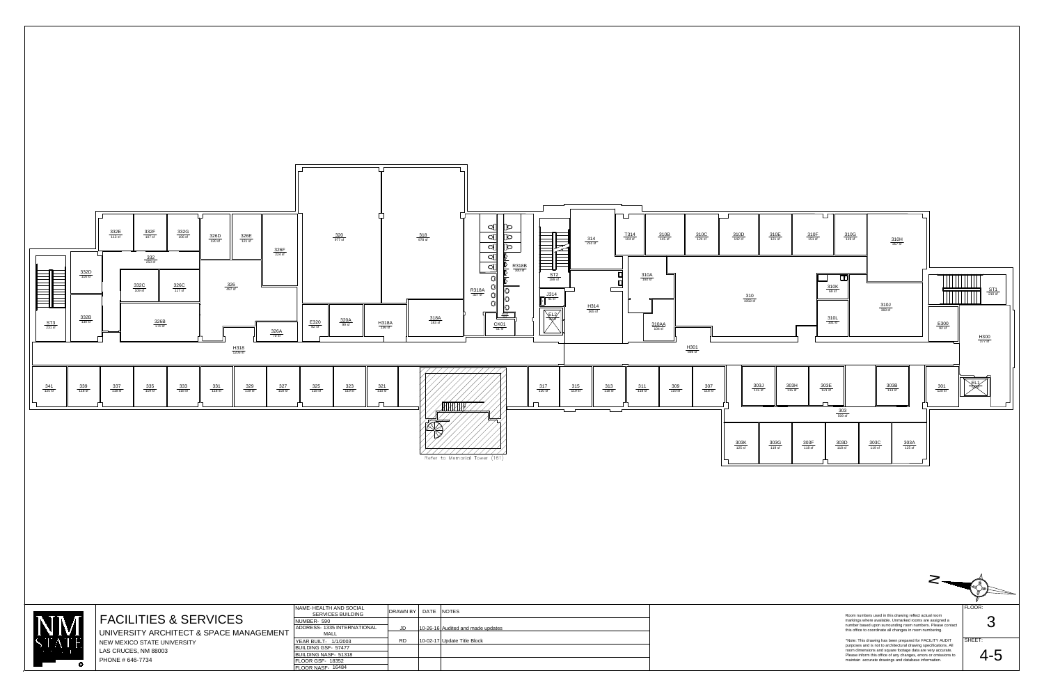| 332E 112 sf | 332F 107 sf | 332G 106 sf | 326D 120 sf | 326E 121 sf | 326F 224 sf | 320 877 sf | 318 878 sf | R318B 390 sf | 314 255 sf | T314 104 sf | 310B 145 sf | 310C 126 sf | 310D 142 sf | 310E 121 sf | 310F 151 sf | 310G 119 sf | 310H 357 sf |
|---|---|---|---|---|---|---|---|---|---|---|---|---|---|---|---|---|---|

Room labels:

- 332 290 sf
- 332D 155 sf
- 332C 109 sf
- 326C 117 sf
- 326 497 sf
- 332B 130 sf
- 326B 270 sf
- ST3 231 sf
- 326A 76 sf
- E320 62 sf
- 320A 89 sf
- H318A 130 sf
- 318A 182 sf
- R318A 327 sf
- CK01 31 sf
- ST2 186 sf
- J314 41 sf
- EL2
- H314 365 sf
- 310A 182 sf
- 310AA 108 sf
- 310 1058 sf
- 310K 68 sf
- 310L 101 sf
- 310J 399 sf
- ST1 210 sf
- E300 60 sf
- H300 377 sf
- H318 1205 sf
- H301 889 sf
- 341 125 sf
- 339 118 sf
- 337 118 sf
- 335 119 sf
- 333 119 sf
- 331 119 sf
- 329 119 sf
- 327 100 sf
- 325 119 sf
- 323 119 sf
- 321 118 sf
- 317 110 sf
- 315 119 sf
- 313 118 sf
- 311 118 sf
- 309 119 sf
- 307 118 sf
- 303J 115 sf
- 303H 115 sf
- 303E 121 sf
- 303B 113 sf
- 301 120 sf
- EL1
- 303 509 sf
- 303K 125 sf
- 303G 118 sf
- 303F 118 sf
- 303D 104 sf
- 303C 119 sf
- 303A 125 sf

Refer to Memorial Tower (161)

N

# FACILITIES & SERVICES

UNIVERSITY ARCHITECT & SPACE MANAGEMENT
NEW MEXICO STATE UNIVERSITY
LAS CRUCES, NM 88003
PHONE # 646-7734

| NAME- HEALTH AND SOCIAL SERVICES BUILDING | DRAWN BY | DATE | NOTES |
|---|---|---|---|
| NUMBER- 590 | | | |
| ADDRESS- 1335 INTERNATIONAL MALL | JD | 10-26-16 | Audited and made updates |
| YEAR BUILT- 1/1/2003 | RD | 10-02-17 | Update Title Block |
| BUILDING GSF- 57477 | | | |
| BUILDING NASF- 51318 | | | |
| FLOOR GSF- 18352 | | | |
| FLOOR NASF- 16484 | | | |

Room numbers used in this drawing reflect actual room markings where available. Unmarked rooms are assigned a number based upon surrounding room numbers. Please contact this office to coordinate all changes in room numbering.

*Note: This drawing has been prepared for FACILITY AUDIT purposes and is not to architectural drawing specifications. All room dimensions and square footage data are very accurate. Please inform this office of any changes, errors or omissions to maintain accurate drawings and database information.

FLOOR: 3

SHEET: 4-5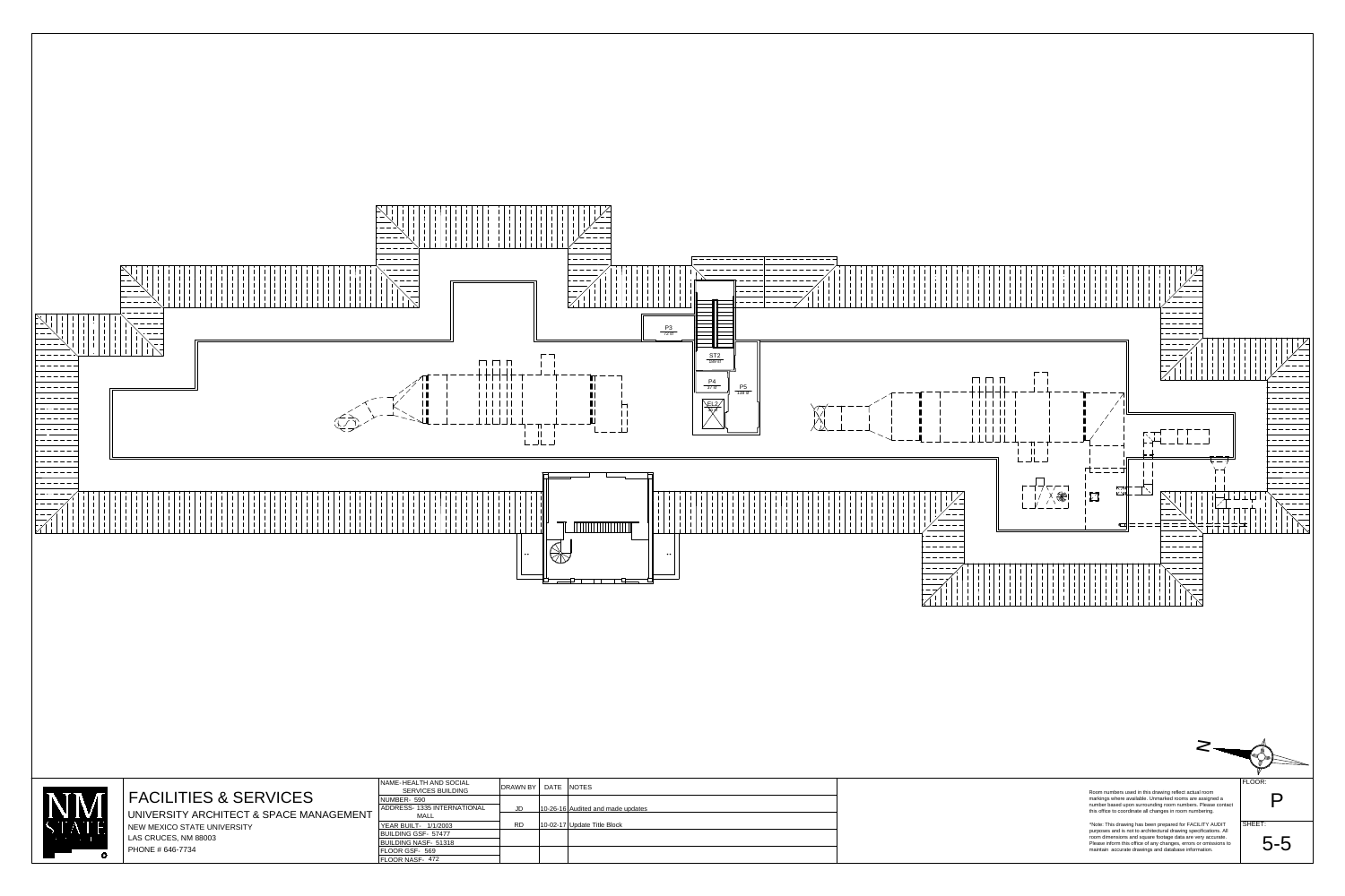P3
22 sf

ST2
180 sf

P4
27 sf

P5
136 sf

EL2

N

FACILITIES & SERVICES

UNIVERSITY ARCHITECT & SPACE MANAGEMENT

NEW MEXICO STATE UNIVERSITY

LAS CRUCES, NM 88003

PHONE # 646-7734

| | DRAWN BY | DATE | NOTES |
|---|---|---|---|
| NAME- HEALTH AND SOCIAL SERVICES BUILDING | | | |
| NUMBER- 590 | | | |
| ADDRESS- 1335 INTERNATIONAL MALL | JD | 10-26-16 | Audited and made updates |
| YEAR BUILT- 1/1/2003 | RD | 10-02-17 | Update Title Block |
| BUILDING GSF- 57477 | | | |
| BUILDING NASF- 51318 | | | |
| FLOOR GSF- 569 | | | |
| FLOOR NASF- 472 | | | |

Room numbers used in this drawing reflect actual room markings where available. Unmarked rooms are assigned a number based upon surrounding room numbers. Please contact this office to coordinate all changes in room numbering.

*Note: This drawing has been prepared for FACILITY AUDIT purposes and is not to architectural drawing specifications. All room dimensions and square footage data are very accurate. Please inform this office of any changes, errors or omissions to maintain accurate drawings and database information.

FLOOR:
P

SHEET:
5-5